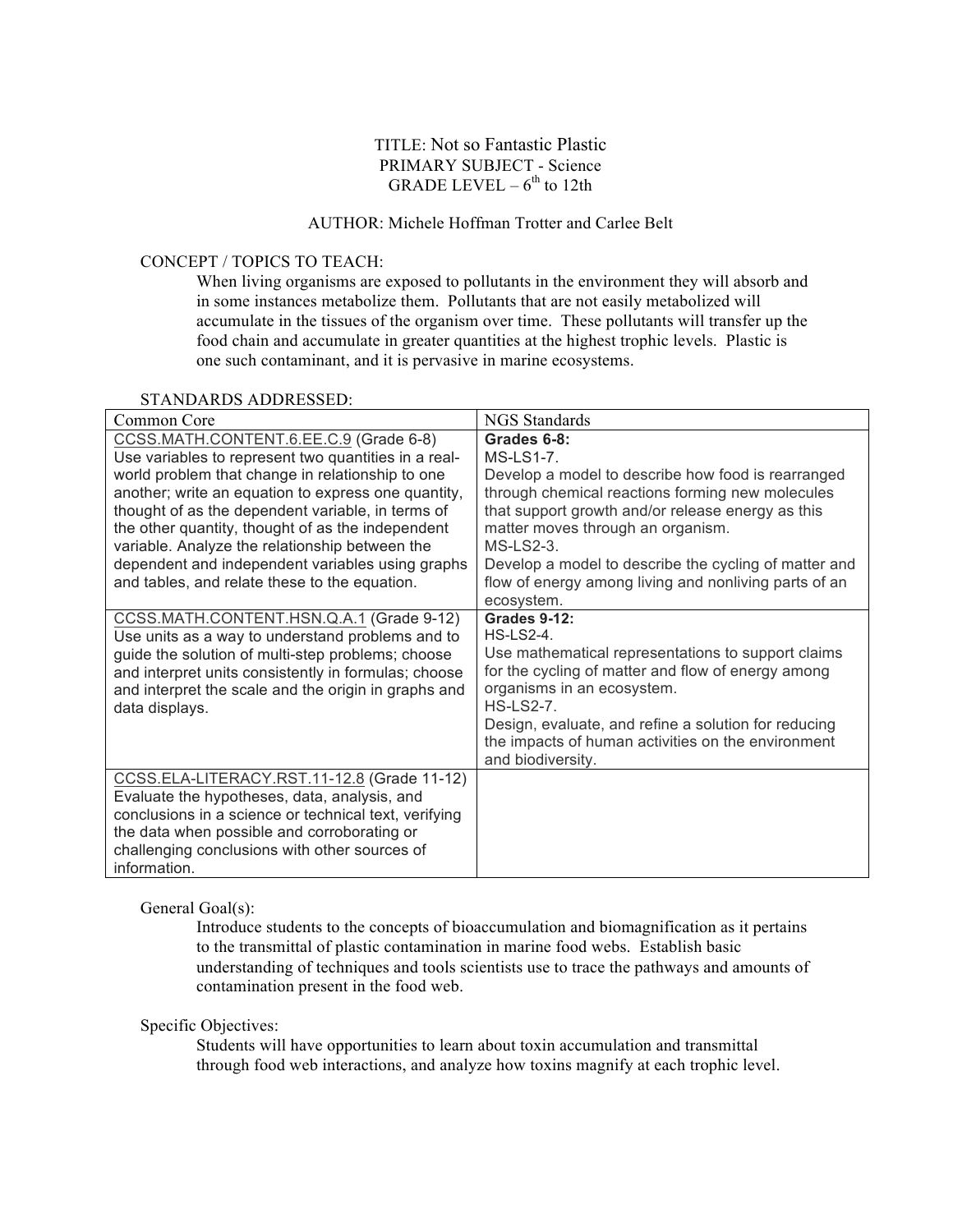TITLE: Not so Fantastic Plastic
PRIMARY SUBJECT - Science
GRADE LEVEL – 6$^{th}$ to 12th

AUTHOR: Michele Hoffman Trotter and Carlee Belt

## CONCEPT / TOPICS TO TEACH:

When living organisms are exposed to pollutants in the environment they will absorb and in some instances metabolize them. Pollutants that are not easily metabolized will accumulate in the tissues of the organism over time. These pollutants will transfer up the food chain and accumulate in greater quantities at the highest trophic levels. Plastic is one such contaminant, and it is pervasive in marine ecosystems.

## STANDARDS ADDRESSED:

| Common Core | NGS Standards |
| --- | --- |
| CCSS.MATH.CONTENT.6.EE.C.9 (Grade 6-8) Use variables to represent two quantities in a real-world problem that change in relationship to one another; write an equation to express one quantity, thought of as the dependent variable, in terms of the other quantity, thought of as the independent variable. Analyze the relationship between the dependent and independent variables using graphs and tables, and relate these to the equation. | **Grades 6-8:** MS-LS1-7. Develop a model to describe how food is rearranged through chemical reactions forming new molecules that support growth and/or release energy as this matter moves through an organism. MS-LS2-3. Develop a model to describe the cycling of matter and flow of energy among living and nonliving parts of an ecosystem. |
| CCSS.MATH.CONTENT.HSN.Q.A.1 (Grade 9-12) Use units as a way to understand problems and to guide the solution of multi-step problems; choose and interpret units consistently in formulas; choose and interpret the scale and the origin in graphs and data displays. | **Grades 9-12:** HS-LS2-4. Use mathematical representations to support claims for the cycling of matter and flow of energy among organisms in an ecosystem. HS-LS2-7. Design, evaluate, and refine a solution for reducing the impacts of human activities on the environment and biodiversity. |
| CCSS.ELA-LITERACY.RST.11-12.8 (Grade 11-12) Evaluate the hypotheses, data, analysis, and conclusions in a science or technical text, verifying the data when possible and corroborating or challenging conclusions with other sources of information. | |

### General Goal(s):

Introduce students to the concepts of bioaccumulation and biomagnification as it pertains to the transmittal of plastic contamination in marine food webs. Establish basic understanding of techniques and tools scientists use to trace the pathways and amounts of contamination present in the food web.

### Specific Objectives:

Students will have opportunities to learn about toxin accumulation and transmittal through food web interactions, and analyze how toxins magnify at each trophic level.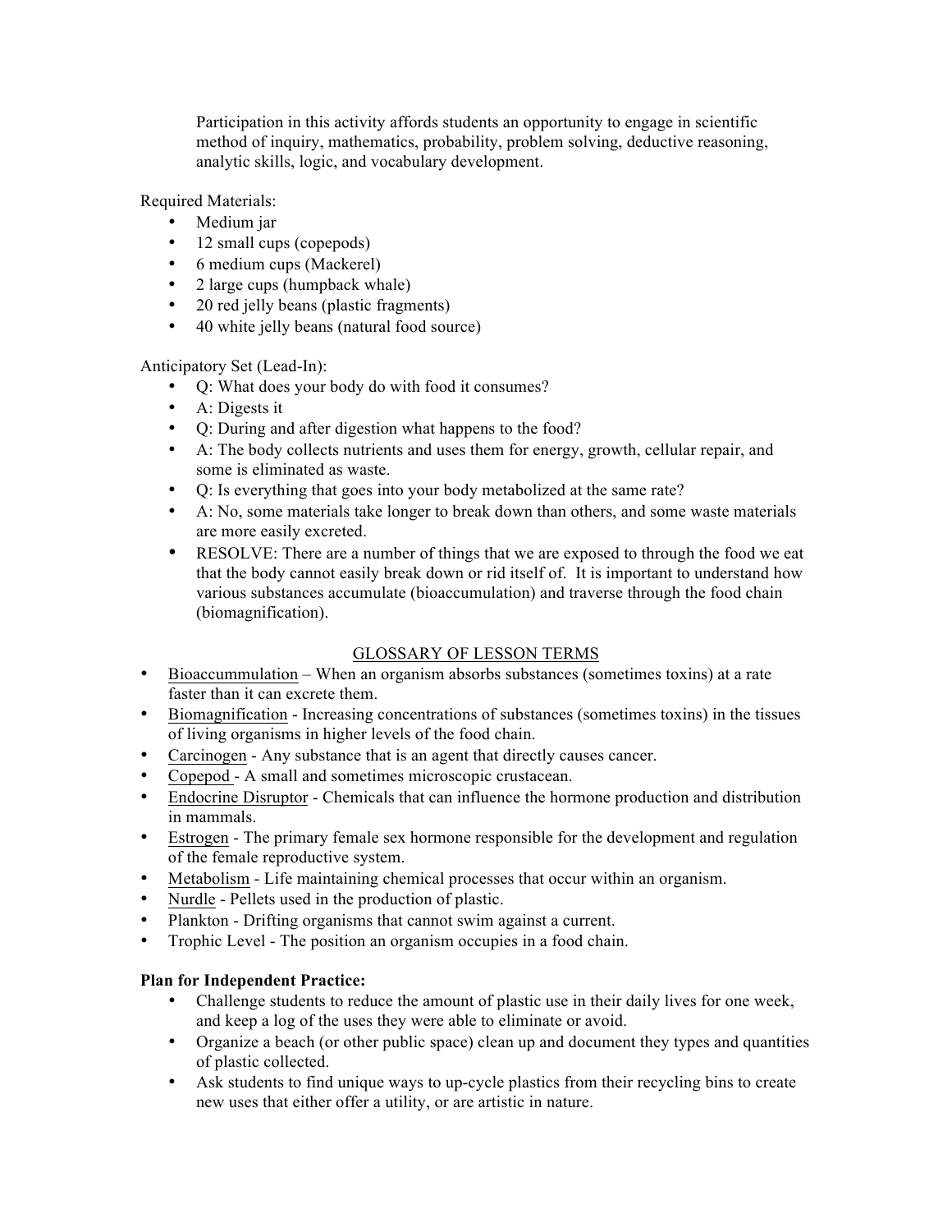Participation in this activity affords students an opportunity to engage in scientific method of inquiry, mathematics, probability, problem solving, deductive reasoning, analytic skills, logic, and vocabulary development.

Required Materials:

- Medium jar
- 12 small cups (copepods)
- 6 medium cups (Mackerel)
- 2 large cups (humpback whale)
- 20 red jelly beans (plastic fragments)
- 40 white jelly beans (natural food source)

Anticipatory Set (Lead-In):

- Q: What does your body do with food it consumes?
- A: Digests it
- Q: During and after digestion what happens to the food?
- A: The body collects nutrients and uses them for energy, growth, cellular repair, and some is eliminated as waste.
- Q: Is everything that goes into your body metabolized at the same rate?
- A: No, some materials take longer to break down than others, and some waste materials are more easily excreted.
- RESOLVE: There are a number of things that we are exposed to through the food we eat that the body cannot easily break down or rid itself of. It is important to understand how various substances accumulate (bioaccumulation) and traverse through the food chain (biomagnification).

GLOSSARY OF LESSON TERMS

- Bioaccummulation – When an organism absorbs substances (sometimes toxins) at a rate faster than it can excrete them.
- Biomagnification - Increasing concentrations of substances (sometimes toxins) in the tissues of living organisms in higher levels of the food chain.
- Carcinogen - Any substance that is an agent that directly causes cancer.
- Copepod - A small and sometimes microscopic crustacean.
- Endocrine Disruptor - Chemicals that can influence the hormone production and distribution in mammals.
- Estrogen - The primary female sex hormone responsible for the development and regulation of the female reproductive system.
- Metabolism - Life maintaining chemical processes that occur within an organism.
- Nurdle - Pellets used in the production of plastic.
- Plankton - Drifting organisms that cannot swim against a current.
- Trophic Level - The position an organism occupies in a food chain.

**Plan for Independent Practice:**

- Challenge students to reduce the amount of plastic use in their daily lives for one week, and keep a log of the uses they were able to eliminate or avoid.
- Organize a beach (or other public space) clean up and document they types and quantities of plastic collected.
- Ask students to find unique ways to up-cycle plastics from their recycling bins to create new uses that either offer a utility, or are artistic in nature.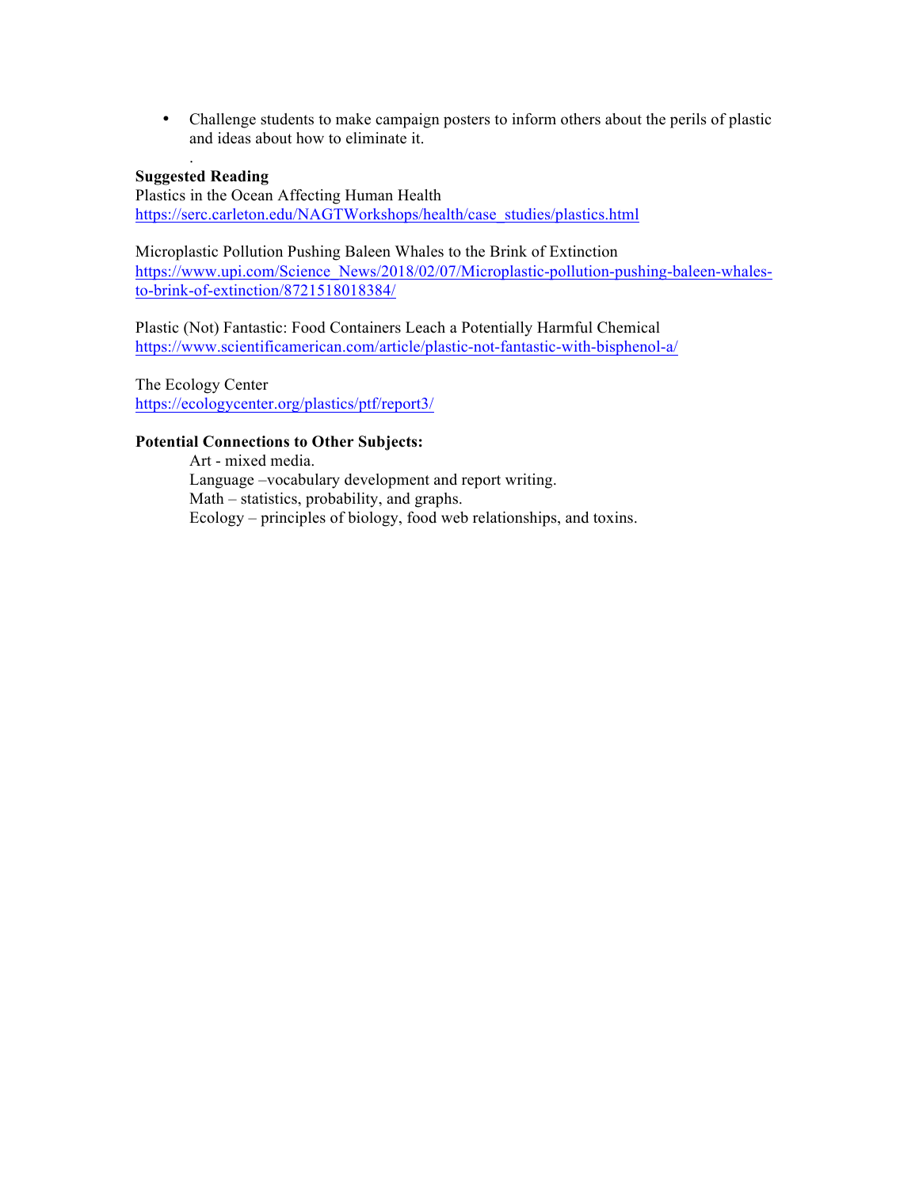- Challenge students to make campaign posters to inform others about the perils of plastic and ideas about how to eliminate it.

.

**Suggested Reading**

Plastics in the Ocean Affecting Human Health
https://serc.carleton.edu/NAGTWorkshops/health/case_studies/plastics.html

Microplastic Pollution Pushing Baleen Whales to the Brink of Extinction
https://www.upi.com/Science_News/2018/02/07/Microplastic-pollution-pushing-baleen-whales-to-brink-of-extinction/8721518018384/

Plastic (Not) Fantastic: Food Containers Leach a Potentially Harmful Chemical
https://www.scientificamerican.com/article/plastic-not-fantastic-with-bisphenol-a/

The Ecology Center
https://ecologycenter.org/plastics/ptf/report3/

**Potential Connections to Other Subjects:**

Art - mixed media.
Language –vocabulary development and report writing.
Math – statistics, probability, and graphs.
Ecology – principles of biology, food web relationships, and toxins.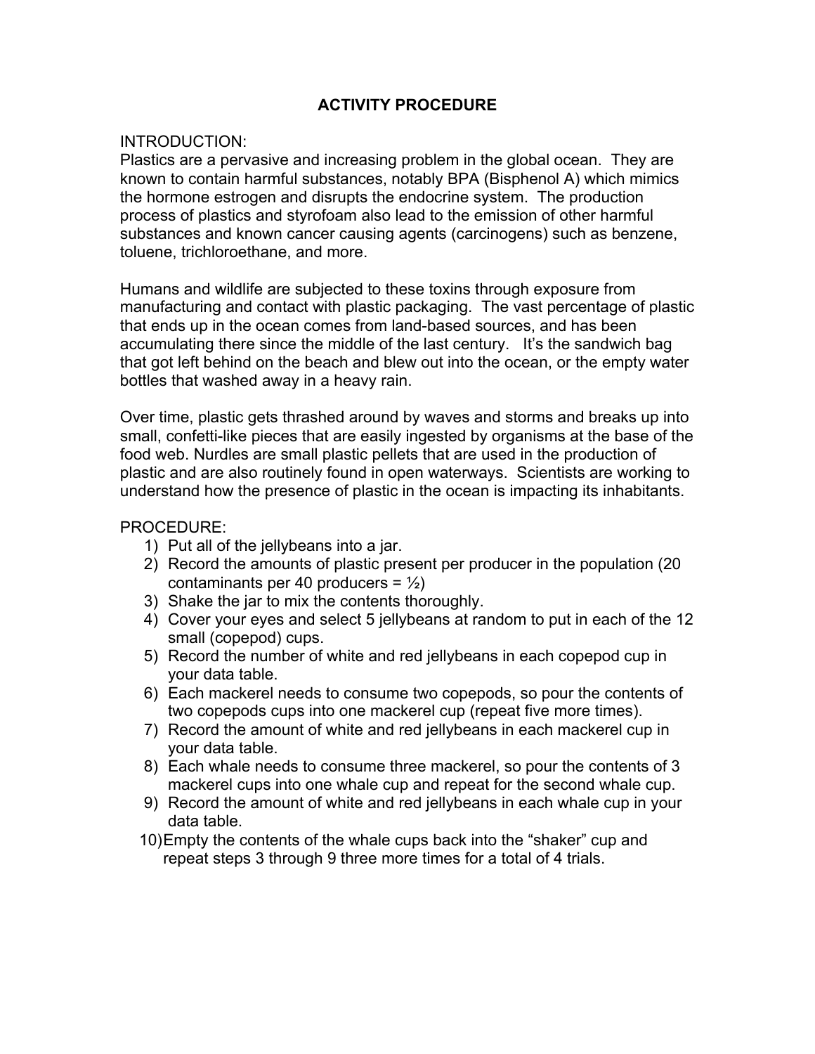## ACTIVITY PROCEDURE

INTRODUCTION:
Plastics are a pervasive and increasing problem in the global ocean. They are known to contain harmful substances, notably BPA (Bisphenol A) which mimics the hormone estrogen and disrupts the endocrine system. The production process of plastics and styrofoam also lead to the emission of other harmful substances and known cancer causing agents (carcinogens) such as benzene, toluene, trichloroethane, and more.

Humans and wildlife are subjected to these toxins through exposure from manufacturing and contact with plastic packaging. The vast percentage of plastic that ends up in the ocean comes from land-based sources, and has been accumulating there since the middle of the last century. It's the sandwich bag that got left behind on the beach and blew out into the ocean, or the empty water bottles that washed away in a heavy rain.

Over time, plastic gets thrashed around by waves and storms and breaks up into small, confetti-like pieces that are easily ingested by organisms at the base of the food web. Nurdles are small plastic pellets that are used in the production of plastic and are also routinely found in open waterways. Scientists are working to understand how the presence of plastic in the ocean is impacting its inhabitants.

PROCEDURE:

1) Put all of the jellybeans into a jar.
2) Record the amounts of plastic present per producer in the population (20 contaminants per 40 producers = ½)
3) Shake the jar to mix the contents thoroughly.
4) Cover your eyes and select 5 jellybeans at random to put in each of the 12 small (copepod) cups.
5) Record the number of white and red jellybeans in each copepod cup in your data table.
6) Each mackerel needs to consume two copepods, so pour the contents of two copepods cups into one mackerel cup (repeat five more times).
7) Record the amount of white and red jellybeans in each mackerel cup in your data table.
8) Each whale needs to consume three mackerel, so pour the contents of 3 mackerel cups into one whale cup and repeat for the second whale cup.
9) Record the amount of white and red jellybeans in each whale cup in your data table.
10) Empty the contents of the whale cups back into the "shaker" cup and repeat steps 3 through 9 three more times for a total of 4 trials.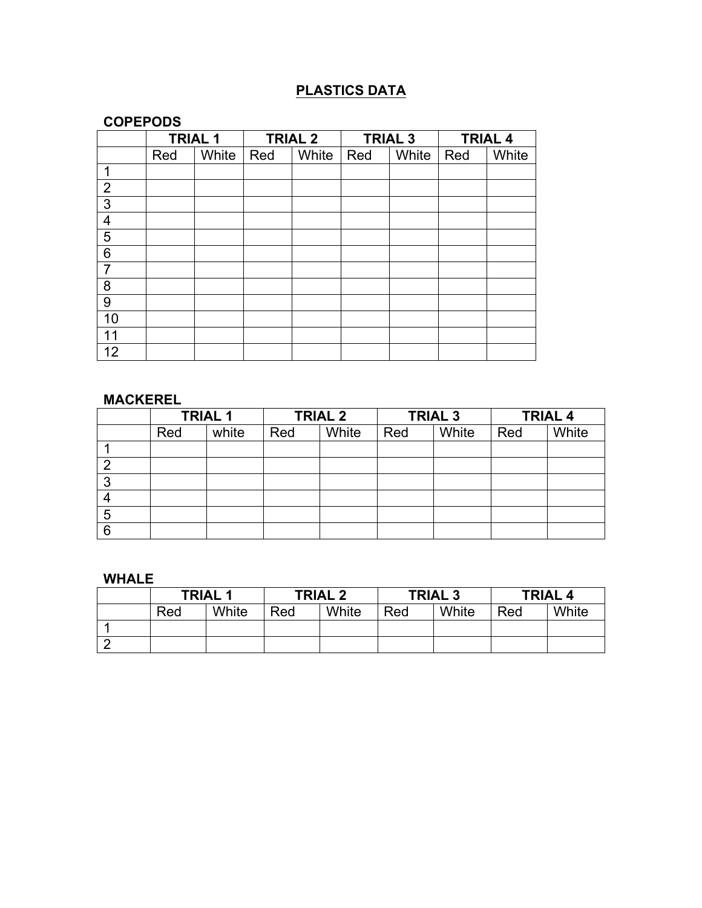## PLASTICS DATA

### COPEPODS

| | TRIAL 1 | | TRIAL 2 | | TRIAL 3 | | TRIAL 4 | |
|---|---|---|---|---|---|---|---|---|
| | Red | White | Red | White | Red | White | Red | White |
| 1 | | | | | | | | |
| 2 | | | | | | | | |
| 3 | | | | | | | | |
| 4 | | | | | | | | |
| 5 | | | | | | | | |
| 6 | | | | | | | | |
| 7 | | | | | | | | |
| 8 | | | | | | | | |
| 9 | | | | | | | | |
| 10 | | | | | | | | |
| 11 | | | | | | | | |
| 12 | | | | | | | | |

### MACKEREL

| | TRIAL 1 | | TRIAL 2 | | TRIAL 3 | | TRIAL 4 | |
|---|---|---|---|---|---|---|---|---|
| | Red | white | Red | White | Red | White | Red | White |
| 1 | | | | | | | | |
| 2 | | | | | | | | |
| 3 | | | | | | | | |
| 4 | | | | | | | | |
| 5 | | | | | | | | |
| 6 | | | | | | | | |

### WHALE

| | TRIAL 1 | | TRIAL 2 | | TRIAL 3 | | TRIAL 4 | |
|---|---|---|---|---|---|---|---|---|
| | Red | White | Red | White | Red | White | Red | White |
| 1 | | | | | | | | |
| 2 | | | | | | | | |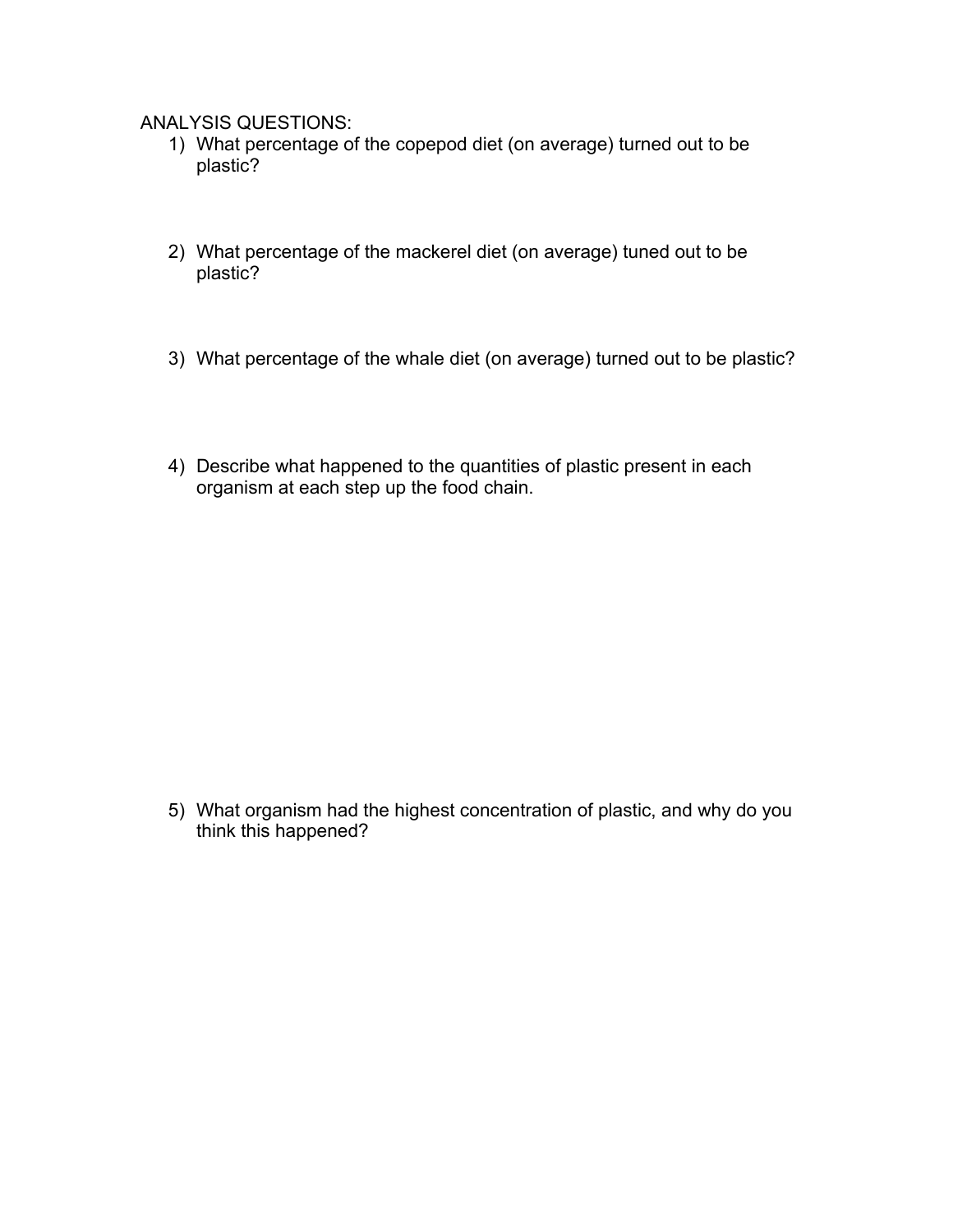ANALYSIS QUESTIONS:

1) What percentage of the copepod diet (on average) turned out to be plastic?

2) What percentage of the mackerel diet (on average) tuned out to be plastic?

3) What percentage of the whale diet (on average) turned out to be plastic?

4) Describe what happened to the quantities of plastic present in each organism at each step up the food chain.

5) What organism had the highest concentration of plastic, and why do you think this happened?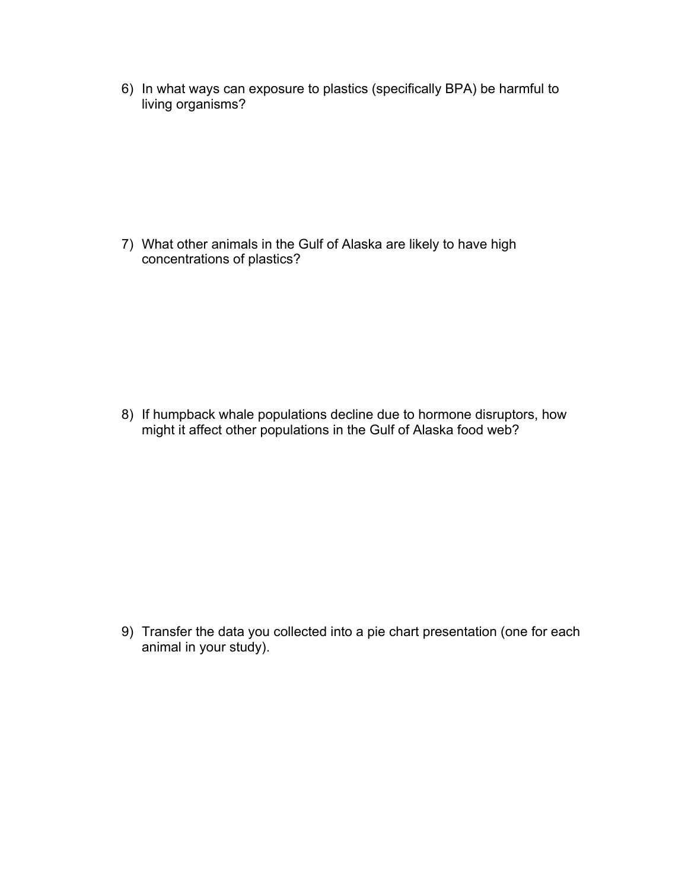6) In what ways can exposure to plastics (specifically BPA) be harmful to living organisms?

7) What other animals in the Gulf of Alaska are likely to have high concentrations of plastics?

8) If humpback whale populations decline due to hormone disruptors, how might it affect other populations in the Gulf of Alaska food web?

9) Transfer the data you collected into a pie chart presentation (one for each animal in your study).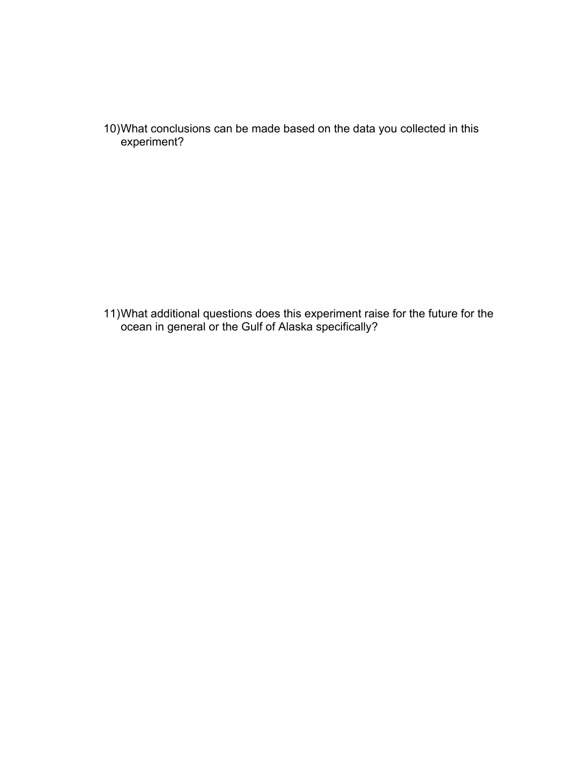10) What conclusions can be made based on the data you collected in this experiment?

11) What additional questions does this experiment raise for the future for the ocean in general or the Gulf of Alaska specifically?